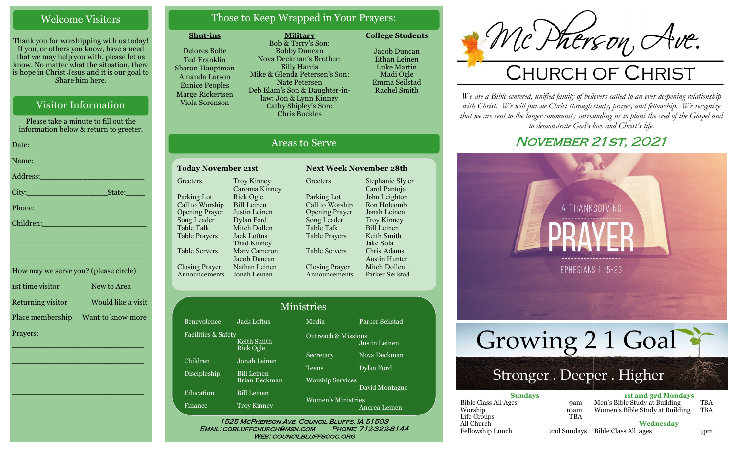## Welcome Visitors

Thank you for worshipping with us today! If you, or others you know, have a need that we may help you with, please let us know. No matter what the situation, there is hope in Christ Jesus and it is our goal to Share him here.

## Visitor Information

Please take a minute to fill out the information below & return to greeter.

Date:_______________________

Name:_______________________

Address:_____________________

City:_________________State:_____

Phone:______________________

Children:____________________

____________________________

____________________________

How may we serve you? (please circle)

1st time visitor — New to Area

Returning visitor — Would like a visit

Place membership — Want to know more

Prayers:

____________________________

____________________________

____________________________

____________________________

## Those to Keep Wrapped in Your Prayers:

**Shut-ins**

Delores Bolte
Ted Franklin
Sharon Hauptman
Amanda Larson
Eunice Peoples
Marge Rickertsen
Viola Sorenson

**Military**

Bob & Terry's Son: Bobby Duncan
Nova Deckman's Brother: Billy Harris
Mike & Glenda Petersen's Son: Nate Petersen
Deb Elam's Son & Daughter-in-law: Jon & Lynn Kinney
Cathy Shipley's Son: Chris Buckles

**College Students**

Jacob Duncan
Ethan Leinen
Luke Martin
Madi Ogle
Emma Seilstad
Rachel Smith

## Areas to Serve

| Today November 21st | | Next Week November 28th | |
|---|---|---|---|
| Greeters | Troy Kinney, Caronna Kinney | Greeters | Stephanie Slyter, Carol Pantoja |
| Parking Lot | Rick Ogle | Parking Lot | John Leighton |
| Call to Worship | Bill Leinen | Call to Worship | Ron Holcomb |
| Opening Prayer | Justin Leinen | Opening Prayer | Jonah Leinen |
| Song Leader | Dylan Ford | Song Leader | Troy Kinney |
| Table Talk | Mitch Dollen | Table Talk | Bill Leinen |
| Table Prayers | Jack Loftus, Thad Kinney | Table Prayers | Keith Smith, Jake Sola |
| Table Servers | Mary Cameron, Jacob Duncan | Table Servers | Chris Adams, Austin Hunter |
| Closing Prayer | Nathan Leinen | Closing Prayer | Mitch Dollen |
| Announcements | Jonah Leinen | Announcements | Parker Seilstad |

## Ministries

| Ministry | Leader | Ministry | Leader |
|---|---|---|---|
| Benevolence | Jack Loftus | Media | Parker Seilstad |
| Facilities & Safety | Keith Smith, Rick Ogle | Outreach & Missions | Justin Leinen |
| Children | Jonah Leinen | Secretary | Nova Deckman |
| Discipleship | Bill Leinen, Brian Deckman | Teens | Dylan Ford |
| Education | Bill Leinen | Worship Services | David Montague |
| Finance | Troy Kinney | Women's Ministries | Andrea Leinen |

1525 McPherson Ave. Council Bluffs, IA 51503
Email: cobluffchurch@msn.com Phone: 712-322-8144
Web: councilbluffscoc.org

# McPherson Ave. Church of Christ

*We are a Bible centered, unified family of believers called to an ever-deepening relationship with Christ. We will pursue Christ through study, prayer, and fellowship. We recognize that we are sent to the larger community surrounding us to plant the seed of the Gospel and to demonstrate God's love and Christ's life.*

## November 21st, 2021

A THANKSGIVING PRAYER
EPHESIANS 1:15-23

Growing 2 1 Goal
Stronger . Deeper . Higher

**Sundays**

| | |
|---|---|
| Bible Class All Ages | 9am |
| Worship | 10am |
| Life Groups | TBA |
| All Church Fellowship Lunch | 2nd Sundays |

**1st and 3rd Mondays**

| | |
|---|---|
| Men's Bible Study at Building | TBA |
| Women's Bible Study at Building | TBA |

**Wednesday**

| | |
|---|---|
| Bible Class All ages | 7pm |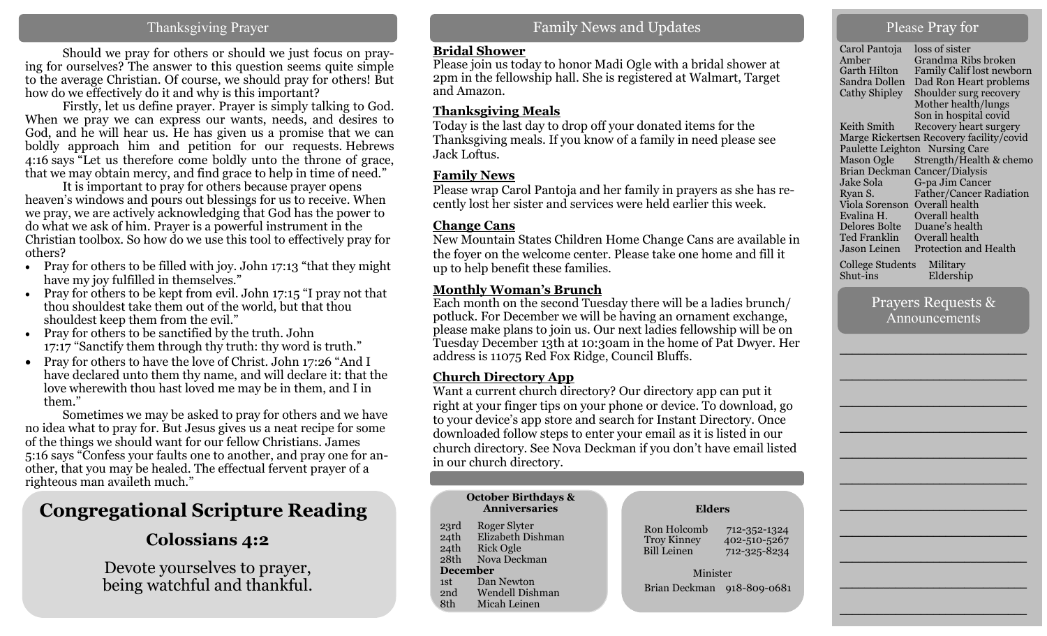## Thanksgiving Prayer

Should we pray for others or should we just focus on praying for ourselves? The answer to this question seems quite simple to the average Christian. Of course, we should pray for others! But how do we effectively do it and why is this important?

Firstly, let us define prayer. Prayer is simply talking to God. When we pray we can express our wants, needs, and desires to God, and he will hear us. He has given us a promise that we can boldly approach him and petition for our requests. Hebrews 4:16 says "Let us therefore come boldly unto the throne of grace, that we may obtain mercy, and find grace to help in time of need."

It is important to pray for others because prayer opens heaven's windows and pours out blessings for us to receive. When we pray, we are actively acknowledging that God has the power to do what we ask of him. Prayer is a powerful instrument in the Christian toolbox. So how do we use this tool to effectively pray for others?

- Pray for others to be filled with joy. John 17:13 "that they might have my joy fulfilled in themselves."
- Pray for others to be kept from evil. John 17:15 "I pray not that thou shouldest take them out of the world, but that thou shouldest keep them from the evil."
- Pray for others to be sanctified by the truth. John 17:17 "Sanctify them through thy truth: thy word is truth."
- Pray for others to have the love of Christ. John 17:26 "And I have declared unto them thy name, and will declare it: that the love wherewith thou hast loved me may be in them, and I in them."

Sometimes we may be asked to pray for others and we have no idea what to pray for. But Jesus gives us a neat recipe for some of the things we should want for our fellow Christians. James 5:16 says "Confess your faults one to another, and pray one for another, that you may be healed. The effectual fervent prayer of a righteous man availeth much."

## Congregational Scripture Reading

### Colossians 4:2

Devote yourselves to prayer, being watchful and thankful.

## Family News and Updates

**Bridal Shower**

Please join us today to honor Madi Ogle with a bridal shower at 2pm in the fellowship hall. She is registered at Walmart, Target and Amazon.

**Thanksgiving Meals**

Today is the last day to drop off your donated items for the Thanksgiving meals. If you know of a family in need please see Jack Loftus.

**Family News**

Please wrap Carol Pantoja and her family in prayers as she has recently lost her sister and services were held earlier this week.

**Change Cans**

New Mountain States Children Home Change Cans are available in the foyer on the welcome center. Please take one home and fill it up to help benefit these families.

**Monthly Woman's Brunch**

Each month on the second Tuesday there will be a ladies brunch/potluck. For December we will be having an ornament exchange, please make plans to join us. Our next ladies fellowship will be on Tuesday December 13th at 10:30am in the home of Pat Dwyer. Her address is 11075 Red Fox Ridge, Council Bluffs.

**Church Directory App**

Want a current church directory? Our directory app can put it right at your finger tips on your phone or device. To download, go to your device's app store and search for Instant Directory. Once downloaded follow steps to enter your email as it is listed in our church directory. See Nova Deckman if you don't have email listed in our church directory.

**October Birthdays & Anniversaries**

| | |
|---|---|
| 23rd | Roger Slyter |
| 24th | Elizabeth Dishman |
| 24th | Rick Ogle |
| 28th | Nova Deckman |
| **December** | |
| 1st | Dan Newton |
| 2nd | Wendell Dishman |
| 8th | Micah Leinen |

**Elders**

| | |
|---|---|
| Ron Holcomb | 712-352-1324 |
| Troy Kinney | 402-510-5267 |
| Bill Leinen | 712-325-8234 |

Minister

Brian Deckman 918-809-0681

## Please Pray for

| | |
|---|---|
| Carol Pantoja | loss of sister |
| Amber | Grandma Ribs broken |
| Garth Hilton | Family Calif lost newborn |
| Sandra Dollen | Dad Ron Heart problems |
| Cathy Shipley | Shoulder surg recovery<br>Mother health/lungs<br>Son in hospital covid |
| Keith Smith | Recovery heart surgery |
| Marge Rickertsen | Recovery facility/covid |
| Paulette Leighton | Nursing Care |
| Mason Ogle | Strength/Health & chemo |
| Brian Deckman | Cancer/Dialysis |
| Jake Sola | G-pa Jim Cancer |
| Ryan S. | Father/Cancer Radiation |
| Viola Sorenson | Overall health |
| Evalina H. | Overall health |
| Delores Bolte | Duane's health |
| Ted Franklin | Overall health |
| Jason Leinen | Protection and Health |

College Students — Military
Shut-ins — Eldership

## Prayers Requests & Announcements

___________________________

___________________________

___________________________

___________________________

___________________________

___________________________

___________________________

___________________________

___________________________

___________________________

___________________________